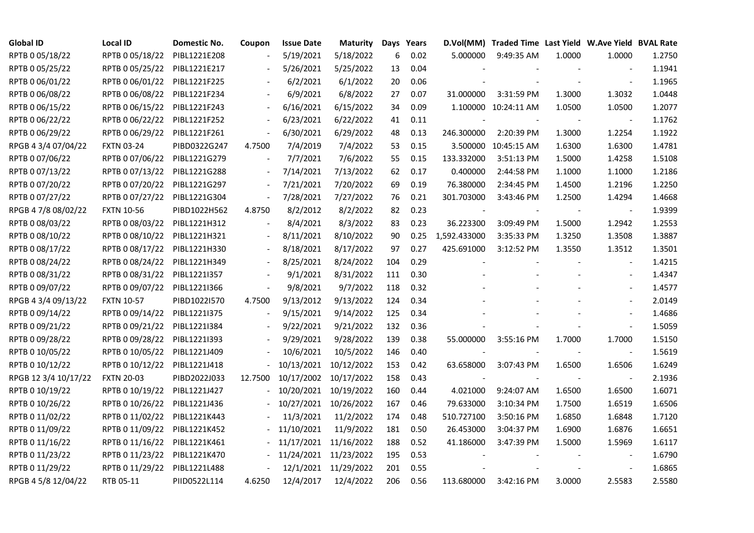| Global ID | Local ID | Domestic No. | Coupon | Issue Date | Maturity | Days | Years | D.Vol(MM) | Traded Time | Last Yield | W.Ave Yield | BVAL Rate |
|---|---|---|---|---|---|---|---|---|---|---|---|---|
| RPTB 0 05/18/22 | RPTB 0 05/18/22 | PIBL1221E208 | - | 5/19/2021 | 5/18/2022 | 6 | 0.02 | 5.000000 | 9:49:35 AM | 1.0000 | 1.0000 | 1.2750 |
| RPTB 0 05/25/22 | RPTB 0 05/25/22 | PIBL1221E217 | - | 5/26/2021 | 5/25/2022 | 13 | 0.04 | - | - | - | - | 1.1941 |
| RPTB 0 06/01/22 | RPTB 0 06/01/22 | PIBL1221F225 | - | 6/2/2021 | 6/1/2022 | 20 | 0.06 | - | - | - | - | 1.1965 |
| RPTB 0 06/08/22 | RPTB 0 06/08/22 | PIBL1221F234 | - | 6/9/2021 | 6/8/2022 | 27 | 0.07 | 31.000000 | 3:31:59 PM | 1.3000 | 1.3032 | 1.0448 |
| RPTB 0 06/15/22 | RPTB 0 06/15/22 | PIBL1221F243 | - | 6/16/2021 | 6/15/2022 | 34 | 0.09 | 1.100000 | 10:24:11 AM | 1.0500 | 1.0500 | 1.2077 |
| RPTB 0 06/22/22 | RPTB 0 06/22/22 | PIBL1221F252 | - | 6/23/2021 | 6/22/2022 | 41 | 0.11 | - | - | - | - | 1.1762 |
| RPTB 0 06/29/22 | RPTB 0 06/29/22 | PIBL1221F261 | - | 6/30/2021 | 6/29/2022 | 48 | 0.13 | 246.300000 | 2:20:39 PM | 1.3000 | 1.2254 | 1.1922 |
| RPGB 4 3/4 07/04/22 | FXTN 03-24 | PIBD0322G247 | 4.7500 | 7/4/2019 | 7/4/2022 | 53 | 0.15 | 3.500000 | 10:45:15 AM | 1.6300 | 1.6300 | 1.4781 |
| RPTB 0 07/06/22 | RPTB 0 07/06/22 | PIBL1221G279 | - | 7/7/2021 | 7/6/2022 | 55 | 0.15 | 133.332000 | 3:51:13 PM | 1.5000 | 1.4258 | 1.5108 |
| RPTB 0 07/13/22 | RPTB 0 07/13/22 | PIBL1221G288 | - | 7/14/2021 | 7/13/2022 | 62 | 0.17 | 0.400000 | 2:44:58 PM | 1.1000 | 1.1000 | 1.2186 |
| RPTB 0 07/20/22 | RPTB 0 07/20/22 | PIBL1221G297 | - | 7/21/2021 | 7/20/2022 | 69 | 0.19 | 76.380000 | 2:34:45 PM | 1.4500 | 1.2196 | 1.2250 |
| RPTB 0 07/27/22 | RPTB 0 07/27/22 | PIBL1221G304 | - | 7/28/2021 | 7/27/2022 | 76 | 0.21 | 301.703000 | 3:43:46 PM | 1.2500 | 1.4294 | 1.4668 |
| RPGB 4 7/8 08/02/22 | FXTN 10-56 | PIBD1022H562 | 4.8750 | 8/2/2012 | 8/2/2022 | 82 | 0.23 | - | - | - | - | 1.9399 |
| RPTB 0 08/03/22 | RPTB 0 08/03/22 | PIBL1221H312 | - | 8/4/2021 | 8/3/2022 | 83 | 0.23 | 36.223300 | 3:09:49 PM | 1.5000 | 1.2942 | 1.2553 |
| RPTB 0 08/10/22 | RPTB 0 08/10/22 | PIBL1221H321 | - | 8/11/2021 | 8/10/2022 | 90 | 0.25 | 1,592.433000 | 3:35:33 PM | 1.3250 | 1.3508 | 1.3887 |
| RPTB 0 08/17/22 | RPTB 0 08/17/22 | PIBL1221H330 | - | 8/18/2021 | 8/17/2022 | 97 | 0.27 | 425.691000 | 3:12:52 PM | 1.3550 | 1.3512 | 1.3501 |
| RPTB 0 08/24/22 | RPTB 0 08/24/22 | PIBL1221H349 | - | 8/25/2021 | 8/24/2022 | 104 | 0.29 | - | - | - | - | 1.4215 |
| RPTB 0 08/31/22 | RPTB 0 08/31/22 | PIBL1221I357 | - | 9/1/2021 | 8/31/2022 | 111 | 0.30 | - | - | - | - | 1.4347 |
| RPTB 0 09/07/22 | RPTB 0 09/07/22 | PIBL1221I366 | - | 9/8/2021 | 9/7/2022 | 118 | 0.32 | - | - | - | - | 1.4577 |
| RPGB 4 3/4 09/13/22 | FXTN 10-57 | PIBD1022I570 | 4.7500 | 9/13/2012 | 9/13/2022 | 124 | 0.34 | - | - | - | - | 2.0149 |
| RPTB 0 09/14/22 | RPTB 0 09/14/22 | PIBL1221I375 | - | 9/15/2021 | 9/14/2022 | 125 | 0.34 | - | - | - | - | 1.4686 |
| RPTB 0 09/21/22 | RPTB 0 09/21/22 | PIBL1221I384 | - | 9/22/2021 | 9/21/2022 | 132 | 0.36 | - | - | - | - | 1.5059 |
| RPTB 0 09/28/22 | RPTB 0 09/28/22 | PIBL1221I393 | - | 9/29/2021 | 9/28/2022 | 139 | 0.38 | 55.000000 | 3:55:16 PM | 1.7000 | 1.7000 | 1.5150 |
| RPTB 0 10/05/22 | RPTB 0 10/05/22 | PIBL1221J409 | - | 10/6/2021 | 10/5/2022 | 146 | 0.40 | - | - | - | - | 1.5619 |
| RPTB 0 10/12/22 | RPTB 0 10/12/22 | PIBL1221J418 | - | 10/13/2021 | 10/12/2022 | 153 | 0.42 | 63.658000 | 3:07:43 PM | 1.6500 | 1.6506 | 1.6249 |
| RPGB 12 3/4 10/17/22 | FXTN 20-03 | PIBD2022J033 | 12.7500 | 10/17/2002 | 10/17/2022 | 158 | 0.43 | - | - | - | - | 2.1936 |
| RPTB 0 10/19/22 | RPTB 0 10/19/22 | PIBL1221J427 | - | 10/20/2021 | 10/19/2022 | 160 | 0.44 | 4.021000 | 9:24:07 AM | 1.6500 | 1.6500 | 1.6071 |
| RPTB 0 10/26/22 | RPTB 0 10/26/22 | PIBL1221J436 | - | 10/27/2021 | 10/26/2022 | 167 | 0.46 | 79.633000 | 3:10:34 PM | 1.7500 | 1.6519 | 1.6506 |
| RPTB 0 11/02/22 | RPTB 0 11/02/22 | PIBL1221K443 | - | 11/3/2021 | 11/2/2022 | 174 | 0.48 | 510.727100 | 3:50:16 PM | 1.6850 | 1.6848 | 1.7120 |
| RPTB 0 11/09/22 | RPTB 0 11/09/22 | PIBL1221K452 | - | 11/10/2021 | 11/9/2022 | 181 | 0.50 | 26.453000 | 3:04:37 PM | 1.6900 | 1.6876 | 1.6651 |
| RPTB 0 11/16/22 | RPTB 0 11/16/22 | PIBL1221K461 | - | 11/17/2021 | 11/16/2022 | 188 | 0.52 | 41.186000 | 3:47:39 PM | 1.5000 | 1.5969 | 1.6117 |
| RPTB 0 11/23/22 | RPTB 0 11/23/22 | PIBL1221K470 | - | 11/24/2021 | 11/23/2022 | 195 | 0.53 | - | - | - | - | 1.6790 |
| RPTB 0 11/29/22 | RPTB 0 11/29/22 | PIBL1221L488 | - | 12/1/2021 | 11/29/2022 | 201 | 0.55 | - | - | - | - | 1.6865 |
| RPGB 4 5/8 12/04/22 | RTB 05-11 | PIID0522L114 | 4.6250 | 12/4/2017 | 12/4/2022 | 206 | 0.56 | 113.680000 | 3:42:16 PM | 3.0000 | 2.5583 | 2.5580 |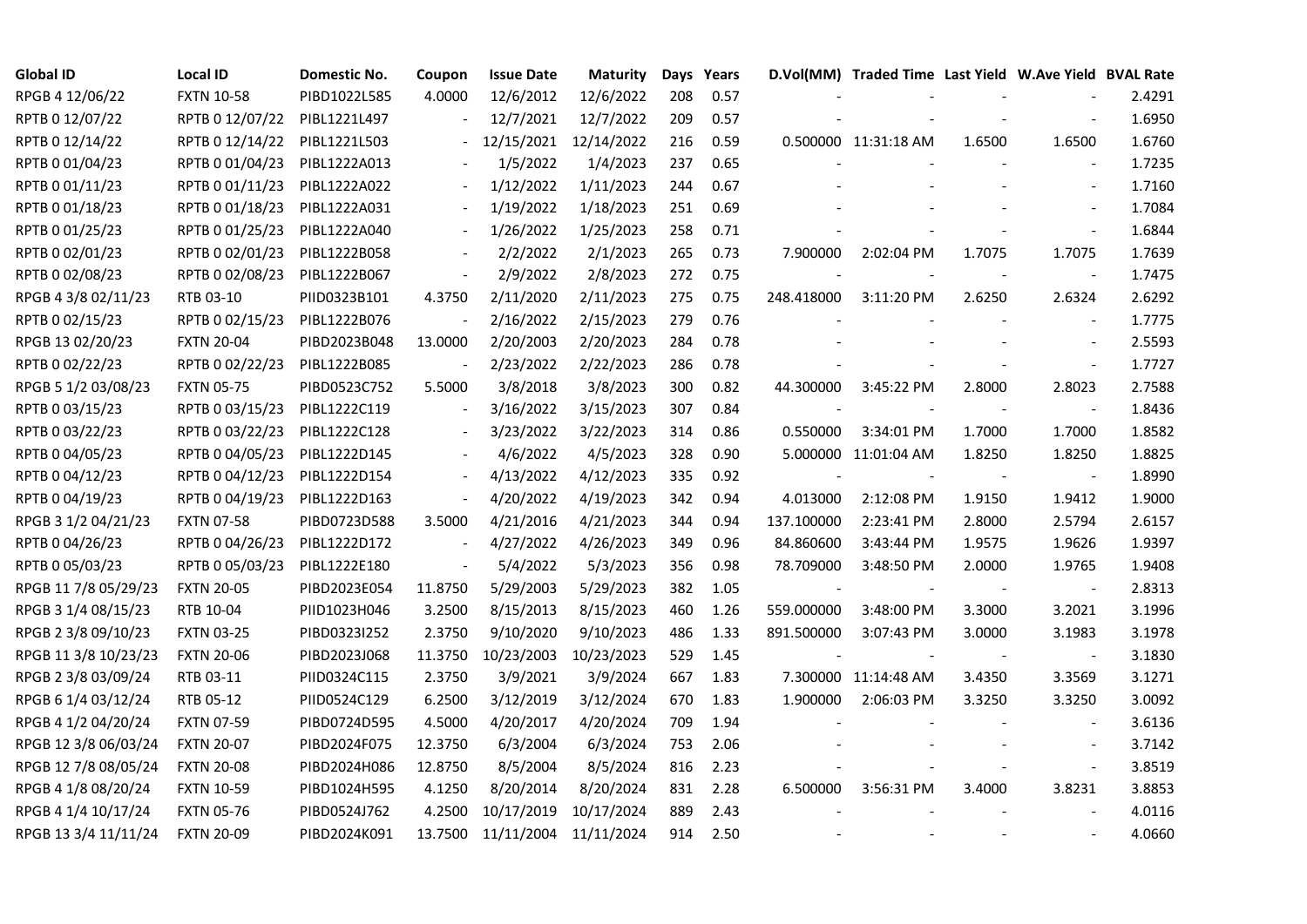| Global ID | Local ID | Domestic No. | Coupon | Issue Date | Maturity | Days | Years | D.Vol(MM) | Traded Time | Last Yield | W.Ave Yield | BVAL Rate |
|---|---|---|---|---|---|---|---|---|---|---|---|---|
| RPGB 4 12/06/22 | FXTN 10-58 | PIBD1022L585 | 4.0000 | 12/6/2012 | 12/6/2022 | 208 | 0.57 | - | - | - | - | 2.4291 |
| RPTB 0 12/07/22 | RPTB 0 12/07/22 | PIBL1221L497 | - | 12/7/2021 | 12/7/2022 | 209 | 0.57 | - | - | - | - | 1.6950 |
| RPTB 0 12/14/22 | RPTB 0 12/14/22 | PIBL1221L503 | - | 12/15/2021 | 12/14/2022 | 216 | 0.59 | 0.500000 | 11:31:18 AM | 1.6500 | 1.6500 | 1.6760 |
| RPTB 0 01/04/23 | RPTB 0 01/04/23 | PIBL1222A013 | - | 1/5/2022 | 1/4/2023 | 237 | 0.65 | - | - | - | - | 1.7235 |
| RPTB 0 01/11/23 | RPTB 0 01/11/23 | PIBL1222A022 | - | 1/12/2022 | 1/11/2023 | 244 | 0.67 | - | - | - | - | 1.7160 |
| RPTB 0 01/18/23 | RPTB 0 01/18/23 | PIBL1222A031 | - | 1/19/2022 | 1/18/2023 | 251 | 0.69 | - | - | - | - | 1.7084 |
| RPTB 0 01/25/23 | RPTB 0 01/25/23 | PIBL1222A040 | - | 1/26/2022 | 1/25/2023 | 258 | 0.71 | - | - | - | - | 1.6844 |
| RPTB 0 02/01/23 | RPTB 0 02/01/23 | PIBL1222B058 | - | 2/2/2022 | 2/1/2023 | 265 | 0.73 | 7.900000 | 2:02:04 PM | 1.7075 | 1.7075 | 1.7639 |
| RPTB 0 02/08/23 | RPTB 0 02/08/23 | PIBL1222B067 | - | 2/9/2022 | 2/8/2023 | 272 | 0.75 | - | - | - | - | 1.7475 |
| RPGB 4 3/8 02/11/23 | RTB 03-10 | PIID0323B101 | 4.3750 | 2/11/2020 | 2/11/2023 | 275 | 0.75 | 248.418000 | 3:11:20 PM | 2.6250 | 2.6324 | 2.6292 |
| RPTB 0 02/15/23 | RPTB 0 02/15/23 | PIBL1222B076 | - | 2/16/2022 | 2/15/2023 | 279 | 0.76 | - | - | - | - | 1.7775 |
| RPGB 13 02/20/23 | FXTN 20-04 | PIBD2023B048 | 13.0000 | 2/20/2003 | 2/20/2023 | 284 | 0.78 | - | - | - | - | 2.5593 |
| RPTB 0 02/22/23 | RPTB 0 02/22/23 | PIBL1222B085 | - | 2/23/2022 | 2/22/2023 | 286 | 0.78 | - | - | - | - | 1.7727 |
| RPGB 5 1/2 03/08/23 | FXTN 05-75 | PIBD0523C752 | 5.5000 | 3/8/2018 | 3/8/2023 | 300 | 0.82 | 44.300000 | 3:45:22 PM | 2.8000 | 2.8023 | 2.7588 |
| RPTB 0 03/15/23 | RPTB 0 03/15/23 | PIBL1222C119 | - | 3/16/2022 | 3/15/2023 | 307 | 0.84 | - | - | - | - | 1.8436 |
| RPTB 0 03/22/23 | RPTB 0 03/22/23 | PIBL1222C128 | - | 3/23/2022 | 3/22/2023 | 314 | 0.86 | 0.550000 | 3:34:01 PM | 1.7000 | 1.7000 | 1.8582 |
| RPTB 0 04/05/23 | RPTB 0 04/05/23 | PIBL1222D145 | - | 4/6/2022 | 4/5/2023 | 328 | 0.90 | 5.000000 | 11:01:04 AM | 1.8250 | 1.8250 | 1.8825 |
| RPTB 0 04/12/23 | RPTB 0 04/12/23 | PIBL1222D154 | - | 4/13/2022 | 4/12/2023 | 335 | 0.92 | - | - | - | - | 1.8990 |
| RPTB 0 04/19/23 | RPTB 0 04/19/23 | PIBL1222D163 | - | 4/20/2022 | 4/19/2023 | 342 | 0.94 | 4.013000 | 2:12:08 PM | 1.9150 | 1.9412 | 1.9000 |
| RPGB 3 1/2 04/21/23 | FXTN 07-58 | PIBD0723D588 | 3.5000 | 4/21/2016 | 4/21/2023 | 344 | 0.94 | 137.100000 | 2:23:41 PM | 2.8000 | 2.5794 | 2.6157 |
| RPTB 0 04/26/23 | RPTB 0 04/26/23 | PIBL1222D172 | - | 4/27/2022 | 4/26/2023 | 349 | 0.96 | 84.860600 | 3:43:44 PM | 1.9575 | 1.9626 | 1.9397 |
| RPTB 0 05/03/23 | RPTB 0 05/03/23 | PIBL1222E180 | - | 5/4/2022 | 5/3/2023 | 356 | 0.98 | 78.709000 | 3:48:50 PM | 2.0000 | 1.9765 | 1.9408 |
| RPGB 11 7/8 05/29/23 | FXTN 20-05 | PIBD2023E054 | 11.8750 | 5/29/2003 | 5/29/2023 | 382 | 1.05 | - | - | - | - | 2.8313 |
| RPGB 3 1/4 08/15/23 | RTB 10-04 | PIID1023H046 | 3.2500 | 8/15/2013 | 8/15/2023 | 460 | 1.26 | 559.000000 | 3:48:00 PM | 3.3000 | 3.2021 | 3.1996 |
| RPGB 2 3/8 09/10/23 | FXTN 03-25 | PIBD0323I252 | 2.3750 | 9/10/2020 | 9/10/2023 | 486 | 1.33 | 891.500000 | 3:07:43 PM | 3.0000 | 3.1983 | 3.1978 |
| RPGB 11 3/8 10/23/23 | FXTN 20-06 | PIBD2023J068 | 11.3750 | 10/23/2003 | 10/23/2023 | 529 | 1.45 | - | - | - | - | 3.1830 |
| RPGB 2 3/8 03/09/24 | RTB 03-11 | PIID0324C115 | 2.3750 | 3/9/2021 | 3/9/2024 | 667 | 1.83 | 7.300000 | 11:14:48 AM | 3.4350 | 3.3569 | 3.1271 |
| RPGB 6 1/4 03/12/24 | RTB 05-12 | PIID0524C129 | 6.2500 | 3/12/2019 | 3/12/2024 | 670 | 1.83 | 1.900000 | 2:06:03 PM | 3.3250 | 3.3250 | 3.0092 |
| RPGB 4 1/2 04/20/24 | FXTN 07-59 | PIBD0724D595 | 4.5000 | 4/20/2017 | 4/20/2024 | 709 | 1.94 | - | - | - | - | 3.6136 |
| RPGB 12 3/8 06/03/24 | FXTN 20-07 | PIBD2024F075 | 12.3750 | 6/3/2004 | 6/3/2024 | 753 | 2.06 | - | - | - | - | 3.7142 |
| RPGB 12 7/8 08/05/24 | FXTN 20-08 | PIBD2024H086 | 12.8750 | 8/5/2004 | 8/5/2024 | 816 | 2.23 | - | - | - | - | 3.8519 |
| RPGB 4 1/8 08/20/24 | FXTN 10-59 | PIBD1024H595 | 4.1250 | 8/20/2014 | 8/20/2024 | 831 | 2.28 | 6.500000 | 3:56:31 PM | 3.4000 | 3.8231 | 3.8853 |
| RPGB 4 1/4 10/17/24 | FXTN 05-76 | PIBD0524J762 | 4.2500 | 10/17/2019 | 10/17/2024 | 889 | 2.43 | - | - | - | - | 4.0116 |
| RPGB 13 3/4 11/11/24 | FXTN 20-09 | PIBD2024K091 | 13.7500 | 11/11/2004 | 11/11/2024 | 914 | 2.50 | - | - | - | - | 4.0660 |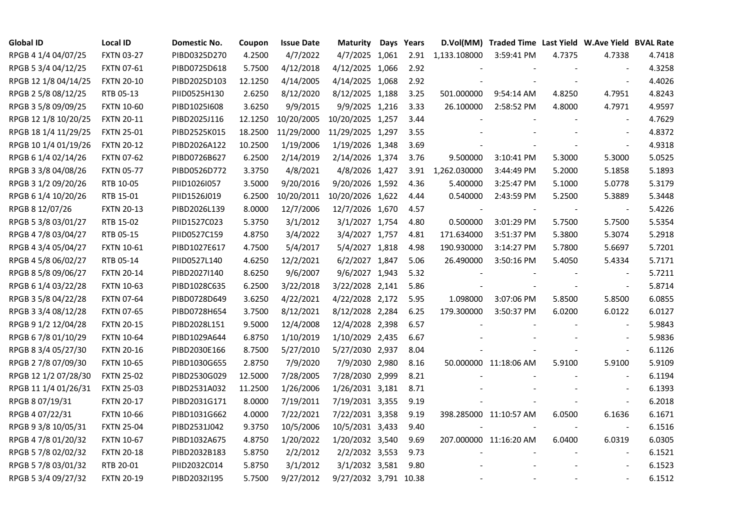| Global ID | Local ID | Domestic No. | Coupon | Issue Date | Maturity | Days | Years | D.Vol(MM) | Traded Time | Last Yield | W.Ave Yield | BVAL Rate |
|---|---|---|---|---|---|---|---|---|---|---|---|---|
| RPGB 4 1/4 04/07/25 | FXTN 03-27 | PIBD0325D270 | 4.2500 | 4/7/2022 | 4/7/2025 | 1,061 | 2.91 | 1,133.108000 | 3:59:41 PM | 4.7375 | 4.7338 | 4.7418 |
| RPGB 5 3/4 04/12/25 | FXTN 07-61 | PIBD0725D618 | 5.7500 | 4/12/2018 | 4/12/2025 | 1,066 | 2.92 | - | - | - | - | 4.3258 |
| RPGB 12 1/8 04/14/25 | FXTN 20-10 | PIBD2025D103 | 12.1250 | 4/14/2005 | 4/14/2025 | 1,068 | 2.92 | - | - | - | - | 4.4026 |
| RPGB 2 5/8 08/12/25 | RTB 05-13 | PIID0525H130 | 2.6250 | 8/12/2020 | 8/12/2025 | 1,188 | 3.25 | 501.000000 | 9:54:14 AM | 4.8250 | 4.7951 | 4.8243 |
| RPGB 3 5/8 09/09/25 | FXTN 10-60 | PIBD1025I608 | 3.6250 | 9/9/2015 | 9/9/2025 | 1,216 | 3.33 | 26.100000 | 2:58:52 PM | 4.8000 | 4.7971 | 4.9597 |
| RPGB 12 1/8 10/20/25 | FXTN 20-11 | PIBD2025J116 | 12.1250 | 10/20/2005 | 10/20/2025 | 1,257 | 3.44 | - | - | - | - | 4.7629 |
| RPGB 18 1/4 11/29/25 | FXTN 25-01 | PIBD2525K015 | 18.2500 | 11/29/2000 | 11/29/2025 | 1,297 | 3.55 | - | - | - | - | 4.8372 |
| RPGB 10 1/4 01/19/26 | FXTN 20-12 | PIBD2026A122 | 10.2500 | 1/19/2006 | 1/19/2026 | 1,348 | 3.69 | - | - | - | - | 4.9318 |
| RPGB 6 1/4 02/14/26 | FXTN 07-62 | PIBD0726B627 | 6.2500 | 2/14/2019 | 2/14/2026 | 1,374 | 3.76 | 9.500000 | 3:10:41 PM | 5.3000 | 5.3000 | 5.0525 |
| RPGB 3 3/8 04/08/26 | FXTN 05-77 | PIBD0526D772 | 3.3750 | 4/8/2021 | 4/8/2026 | 1,427 | 3.91 | 1,262.030000 | 3:44:49 PM | 5.2000 | 5.1858 | 5.1893 |
| RPGB 3 1/2 09/20/26 | RTB 10-05 | PIID1026I057 | 3.5000 | 9/20/2016 | 9/20/2026 | 1,592 | 4.36 | 5.400000 | 3:25:47 PM | 5.1000 | 5.0778 | 5.3179 |
| RPGB 6 1/4 10/20/26 | RTB 15-01 | PIID1526J019 | 6.2500 | 10/20/2011 | 10/20/2026 | 1,622 | 4.44 | 0.540000 | 2:43:59 PM | 5.2500 | 5.3889 | 5.3448 |
| RPGB 8 12/07/26 | FXTN 20-13 | PIBD2026L139 | 8.0000 | 12/7/2006 | 12/7/2026 | 1,670 | 4.57 | - | - | - | - | 5.4226 |
| RPGB 5 3/8 03/01/27 | RTB 15-02 | PIID1527C023 | 5.3750 | 3/1/2012 | 3/1/2027 | 1,754 | 4.80 | 0.500000 | 3:01:29 PM | 5.7500 | 5.7500 | 5.5354 |
| RPGB 4 7/8 03/04/27 | RTB 05-15 | PIID0527C159 | 4.8750 | 3/4/2022 | 3/4/2027 | 1,757 | 4.81 | 171.634000 | 3:51:37 PM | 5.3800 | 5.3074 | 5.2918 |
| RPGB 4 3/4 05/04/27 | FXTN 10-61 | PIBD1027E617 | 4.7500 | 5/4/2017 | 5/4/2027 | 1,818 | 4.98 | 190.930000 | 3:14:27 PM | 5.7800 | 5.6697 | 5.7201 |
| RPGB 4 5/8 06/02/27 | RTB 05-14 | PIID0527L140 | 4.6250 | 12/2/2021 | 6/2/2027 | 1,847 | 5.06 | 26.490000 | 3:50:16 PM | 5.4050 | 5.4334 | 5.7171 |
| RPGB 8 5/8 09/06/27 | FXTN 20-14 | PIBD2027I140 | 8.6250 | 9/6/2007 | 9/6/2027 | 1,943 | 5.32 | - | - | - | - | 5.7211 |
| RPGB 6 1/4 03/22/28 | FXTN 10-63 | PIBD1028C635 | 6.2500 | 3/22/2018 | 3/22/2028 | 2,141 | 5.86 | - | - | - | - | 5.8714 |
| RPGB 3 5/8 04/22/28 | FXTN 07-64 | PIBD0728D649 | 3.6250 | 4/22/2021 | 4/22/2028 | 2,172 | 5.95 | 1.098000 | 3:07:06 PM | 5.8500 | 5.8500 | 6.0855 |
| RPGB 3 3/4 08/12/28 | FXTN 07-65 | PIBD0728H654 | 3.7500 | 8/12/2021 | 8/12/2028 | 2,284 | 6.25 | 179.300000 | 3:50:37 PM | 6.0200 | 6.0122 | 6.0127 |
| RPGB 9 1/2 12/04/28 | FXTN 20-15 | PIBD2028L151 | 9.5000 | 12/4/2008 | 12/4/2028 | 2,398 | 6.57 | - | - | - | - | 5.9843 |
| RPGB 6 7/8 01/10/29 | FXTN 10-64 | PIBD1029A644 | 6.8750 | 1/10/2019 | 1/10/2029 | 2,435 | 6.67 | - | - | - | - | 5.9836 |
| RPGB 8 3/4 05/27/30 | FXTN 20-16 | PIBD2030E166 | 8.7500 | 5/27/2010 | 5/27/2030 | 2,937 | 8.04 | - | - | - | - | 6.1126 |
| RPGB 2 7/8 07/09/30 | FXTN 10-65 | PIBD1030G655 | 2.8750 | 7/9/2020 | 7/9/2030 | 2,980 | 8.16 | 50.000000 | 11:18:06 AM | 5.9100 | 5.9100 | 5.9109 |
| RPGB 12 1/2 07/28/30 | FXTN 25-02 | PIBD2530G029 | 12.5000 | 7/28/2005 | 7/28/2030 | 2,999 | 8.21 | - | - | - | - | 6.1194 |
| RPGB 11 1/4 01/26/31 | FXTN 25-03 | PIBD2531A032 | 11.2500 | 1/26/2006 | 1/26/2031 | 3,181 | 8.71 | - | - | - | - | 6.1393 |
| RPGB 8 07/19/31 | FXTN 20-17 | PIBD2031G171 | 8.0000 | 7/19/2011 | 7/19/2031 | 3,355 | 9.19 | - | - | - | - | 6.2018 |
| RPGB 4 07/22/31 | FXTN 10-66 | PIBD1031G662 | 4.0000 | 7/22/2021 | 7/22/2031 | 3,358 | 9.19 | 398.285000 | 11:10:57 AM | 6.0500 | 6.1636 | 6.1671 |
| RPGB 9 3/8 10/05/31 | FXTN 25-04 | PIBD2531J042 | 9.3750 | 10/5/2006 | 10/5/2031 | 3,433 | 9.40 | - | - | - | - | 6.1516 |
| RPGB 4 7/8 01/20/32 | FXTN 10-67 | PIBD1032A675 | 4.8750 | 1/20/2022 | 1/20/2032 | 3,540 | 9.69 | 207.000000 | 11:16:20 AM | 6.0400 | 6.0319 | 6.0305 |
| RPGB 5 7/8 02/02/32 | FXTN 20-18 | PIBD2032B183 | 5.8750 | 2/2/2012 | 2/2/2032 | 3,553 | 9.73 | - | - | - | - | 6.1521 |
| RPGB 5 7/8 03/01/32 | RTB 20-01 | PIID2032C014 | 5.8750 | 3/1/2012 | 3/1/2032 | 3,581 | 9.80 | - | - | - | - | 6.1523 |
| RPGB 5 3/4 09/27/32 | FXTN 20-19 | PIBD2032I195 | 5.7500 | 9/27/2012 | 9/27/2032 | 3,791 | 10.38 | - | - | - | - | 6.1512 |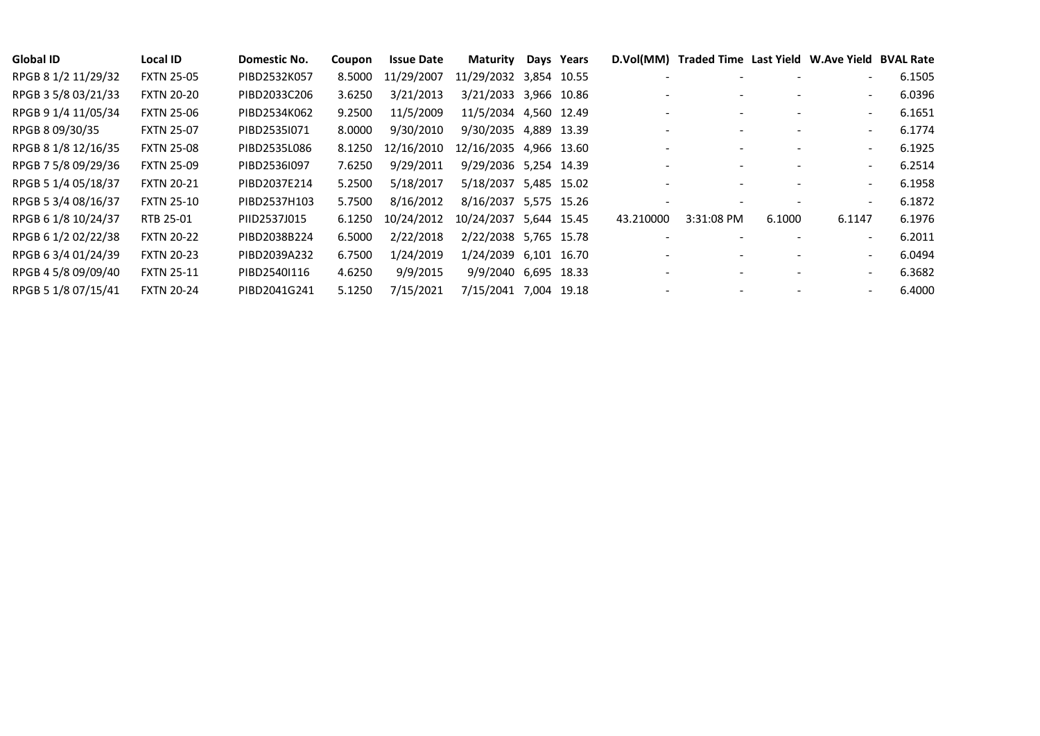| Global ID | Local ID | Domestic No. | Coupon | Issue Date | Maturity | Days | Years | D.Vol(MM) | Traded Time | Last Yield | W.Ave Yield | BVAL Rate |
|---|---|---|---|---|---|---|---|---|---|---|---|---|
| RPGB 8 1/2 11/29/32 | FXTN 25-05 | PIBD2532K057 | 8.5000 | 11/29/2007 | 11/29/2032 | 3,854 | 10.55 | - | - | - | - | 6.1505 |
| RPGB 3 5/8 03/21/33 | FXTN 20-20 | PIBD2033C206 | 3.6250 | 3/21/2013 | 3/21/2033 | 3,966 | 10.86 | - | - | - | - | 6.0396 |
| RPGB 9 1/4 11/05/34 | FXTN 25-06 | PIBD2534K062 | 9.2500 | 11/5/2009 | 11/5/2034 | 4,560 | 12.49 | - | - | - | - | 6.1651 |
| RPGB 8 09/30/35 | FXTN 25-07 | PIBD2535I071 | 8.0000 | 9/30/2010 | 9/30/2035 | 4,889 | 13.39 | - | - | - | - | 6.1774 |
| RPGB 8 1/8 12/16/35 | FXTN 25-08 | PIBD2535L086 | 8.1250 | 12/16/2010 | 12/16/2035 | 4,966 | 13.60 | - | - | - | - | 6.1925 |
| RPGB 7 5/8 09/29/36 | FXTN 25-09 | PIBD2536I097 | 7.6250 | 9/29/2011 | 9/29/2036 | 5,254 | 14.39 | - | - | - | - | 6.2514 |
| RPGB 5 1/4 05/18/37 | FXTN 20-21 | PIBD2037E214 | 5.2500 | 5/18/2017 | 5/18/2037 | 5,485 | 15.02 | - | - | - | - | 6.1958 |
| RPGB 5 3/4 08/16/37 | FXTN 25-10 | PIBD2537H103 | 5.7500 | 8/16/2012 | 8/16/2037 | 5,575 | 15.26 | - | - | - | - | 6.1872 |
| RPGB 6 1/8 10/24/37 | RTB 25-01 | PIID2537J015 | 6.1250 | 10/24/2012 | 10/24/2037 | 5,644 | 15.45 | 43.210000 | 3:31:08 PM | 6.1000 | 6.1147 | 6.1976 |
| RPGB 6 1/2 02/22/38 | FXTN 20-22 | PIBD2038B224 | 6.5000 | 2/22/2018 | 2/22/2038 | 5,765 | 15.78 | - | - | - | - | 6.2011 |
| RPGB 6 3/4 01/24/39 | FXTN 20-23 | PIBD2039A232 | 6.7500 | 1/24/2019 | 1/24/2039 | 6,101 | 16.70 | - | - | - | - | 6.0494 |
| RPGB 4 5/8 09/09/40 | FXTN 25-11 | PIBD2540I116 | 4.6250 | 9/9/2015 | 9/9/2040 | 6,695 | 18.33 | - | - | - | - | 6.3682 |
| RPGB 5 1/8 07/15/41 | FXTN 20-24 | PIBD2041G241 | 5.1250 | 7/15/2021 | 7/15/2041 | 7,004 | 19.18 | - | - | - | - | 6.4000 |